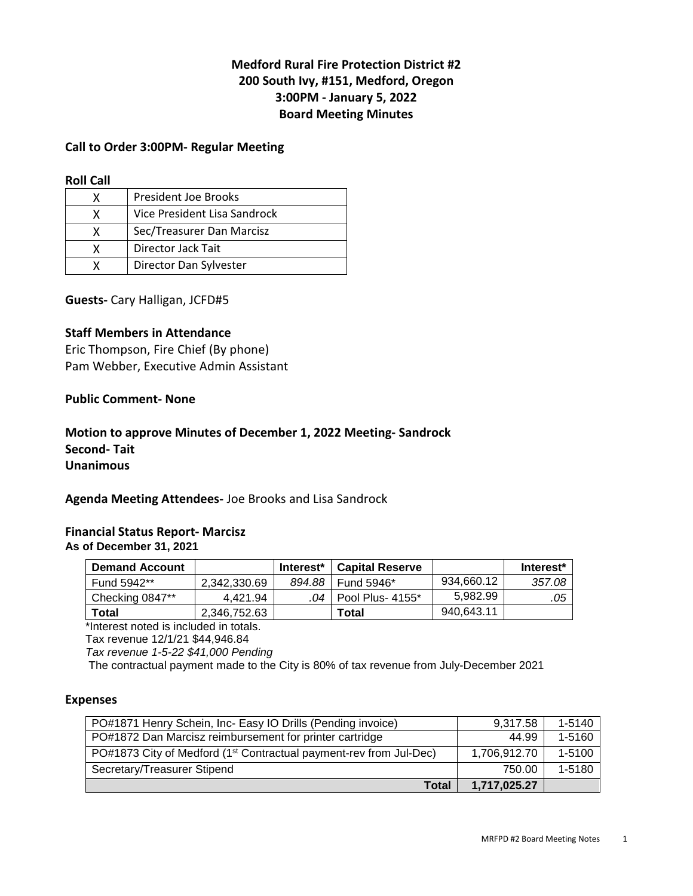# Medford Rural Fire Protection District #2
## 200 South Ivy, #151, Medford, Oregon
## 3:00PM - January 5, 2022
## Board Meeting Minutes

### Call to Order 3:00PM- Regular Meeting

**Roll Call**

| | |
|---|---|
| X | President Joe Brooks |
| X | Vice President Lisa Sandrock |
| X | Sec/Treasurer Dan Marcisz |
| X | Director Jack Tait |
| X | Director Dan Sylvester |

**Guests-** Cary Halligan, JCFD#5

### Staff Members in Attendance

Eric Thompson, Fire Chief (By phone)
Pam Webber, Executive Admin Assistant

### Public Comment- None

**Motion to approve Minutes of December 1, 2022 Meeting- Sandrock**
**Second- Tait**
**Unanimous**

**Agenda Meeting Attendees-** Joe Brooks and Lisa Sandrock

### Financial Status Report- Marcisz

**As of December 31, 2021**

| Demand Account | | Interest* | Capital Reserve | | Interest* |
|---|---|---|---|---|---|
| Fund 5942** | 2,342,330.69 | *894.88* | Fund 5946* | 934,660.12 | *357.08* |
| Checking 0847** | 4,421.94 | *.04* | Pool Plus- 4155* | 5,982.99 | *.05* |
| **Total** | 2,346,752.63 | | **Total** | 940,643.11 | |

*Interest noted is included in totals.
Tax revenue 12/1/21 $44,946.84
*Tax revenue 1-5-22 $41,000 Pending*
The contractual payment made to the City is 80% of tax revenue from July-December 2021

### Expenses

| | | |
|---|---|---|
| PO#1871 Henry Schein, Inc- Easy IO Drills (Pending invoice) | 9,317.58 | 1-5140 |
| PO#1872 Dan Marcisz reimbursement for printer cartridge | 44.99 | 1-5160 |
| PO#1873 City of Medford (1st Contractual payment-rev from Jul-Dec) | 1,706,912.70 | 1-5100 |
| Secretary/Treasurer Stipend | 750.00 | 1-5180 |
| **Total** | **1,717,025.27** | |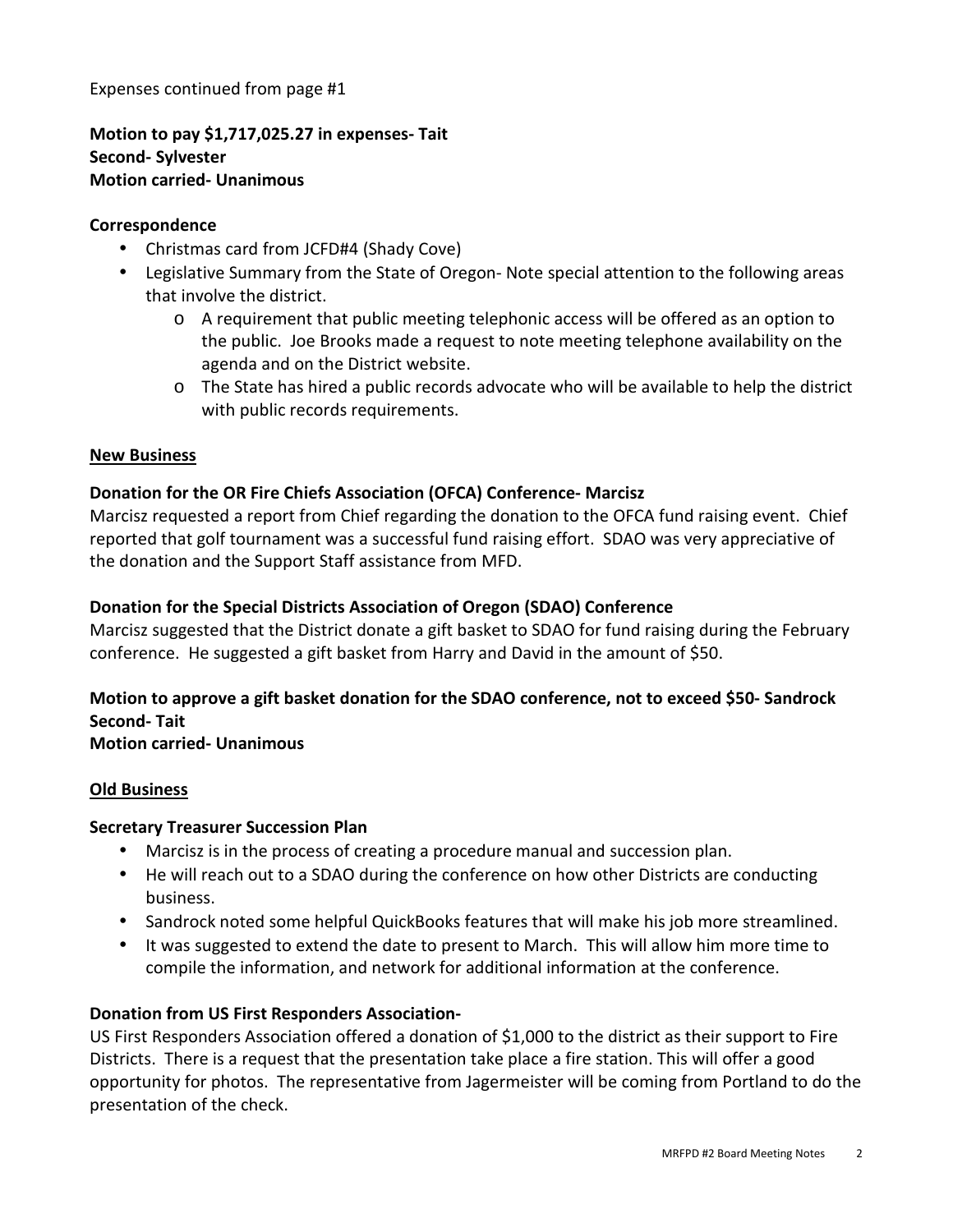Expenses continued from page #1

**Motion to pay $1,717,025.27 in expenses- Tait**
**Second- Sylvester**
**Motion carried- Unanimous**

**Correspondence**

- Christmas card from JCFD#4 (Shady Cove)
- Legislative Summary from the State of Oregon- Note special attention to the following areas that involve the district.
    - A requirement that public meeting telephonic access will be offered as an option to the public. Joe Brooks made a request to note meeting telephone availability on the agenda and on the District website.
    - The State has hired a public records advocate who will be available to help the district with public records requirements.

## New Business

**Donation for the OR Fire Chiefs Association (OFCA) Conference- Marcisz**

Marcisz requested a report from Chief regarding the donation to the OFCA fund raising event. Chief reported that golf tournament was a successful fund raising effort. SDAO was very appreciative of the donation and the Support Staff assistance from MFD.

**Donation for the Special Districts Association of Oregon (SDAO) Conference**

Marcisz suggested that the District donate a gift basket to SDAO for fund raising during the February conference. He suggested a gift basket from Harry and David in the amount of $50.

**Motion to approve a gift basket donation for the SDAO conference, not to exceed $50- Sandrock**
**Second- Tait**
**Motion carried- Unanimous**

## Old Business

**Secretary Treasurer Succession Plan**

- Marcisz is in the process of creating a procedure manual and succession plan.
- He will reach out to a SDAO during the conference on how other Districts are conducting business.
- Sandrock noted some helpful QuickBooks features that will make his job more streamlined.
- It was suggested to extend the date to present to March. This will allow him more time to compile the information, and network for additional information at the conference.

**Donation from US First Responders Association-**

US First Responders Association offered a donation of $1,000 to the district as their support to Fire Districts. There is a request that the presentation take place a fire station. This will offer a good opportunity for photos. The representative from Jagermeister will be coming from Portland to do the presentation of the check.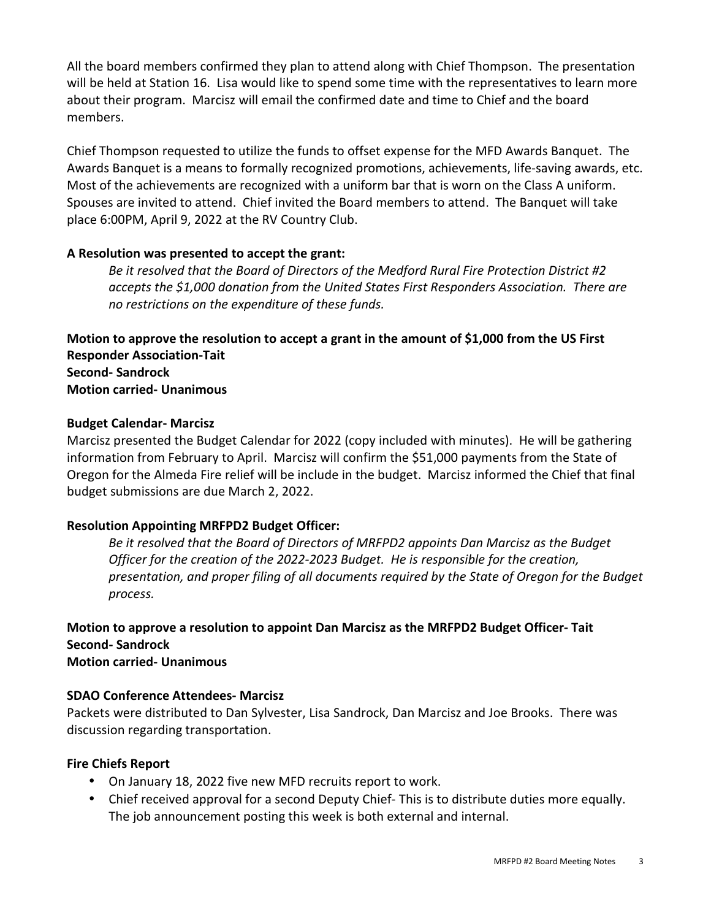All the board members confirmed they plan to attend along with Chief Thompson. The presentation will be held at Station 16. Lisa would like to spend some time with the representatives to learn more about their program. Marcisz will email the confirmed date and time to Chief and the board members.

Chief Thompson requested to utilize the funds to offset expense for the MFD Awards Banquet. The Awards Banquet is a means to formally recognized promotions, achievements, life-saving awards, etc. Most of the achievements are recognized with a uniform bar that is worn on the Class A uniform. Spouses are invited to attend. Chief invited the Board members to attend. The Banquet will take place 6:00PM, April 9, 2022 at the RV Country Club.

**A Resolution was presented to accept the grant:**

> *Be it resolved that the Board of Directors of the Medford Rural Fire Protection District #2 accepts the $1,000 donation from the United States First Responders Association. There are no restrictions on the expenditure of these funds.*

**Motion to approve the resolution to accept a grant in the amount of $1,000 from the US First Responder Association-Tait**
**Second- Sandrock**
**Motion carried- Unanimous**

**Budget Calendar- Marcisz**

Marcisz presented the Budget Calendar for 2022 (copy included with minutes). He will be gathering information from February to April. Marcisz will confirm the $51,000 payments from the State of Oregon for the Almeda Fire relief will be include in the budget. Marcisz informed the Chief that final budget submissions are due March 2, 2022.

**Resolution Appointing MRFPD2 Budget Officer:**

> *Be it resolved that the Board of Directors of MRFPD2 appoints Dan Marcisz as the Budget Officer for the creation of the 2022-2023 Budget. He is responsible for the creation, presentation, and proper filing of all documents required by the State of Oregon for the Budget process.*

**Motion to approve a resolution to appoint Dan Marcisz as the MRFPD2 Budget Officer- Tait**
**Second- Sandrock**
**Motion carried- Unanimous**

**SDAO Conference Attendees- Marcisz**

Packets were distributed to Dan Sylvester, Lisa Sandrock, Dan Marcisz and Joe Brooks. There was discussion regarding transportation.

**Fire Chiefs Report**

- On January 18, 2022 five new MFD recruits report to work.
- Chief received approval for a second Deputy Chief- This is to distribute duties more equally. The job announcement posting this week is both external and internal.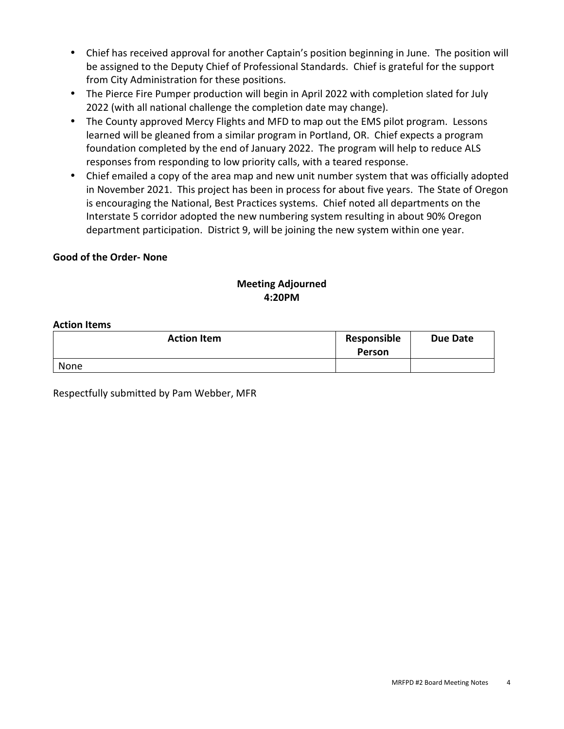- Chief has received approval for another Captain's position beginning in June. The position will be assigned to the Deputy Chief of Professional Standards. Chief is grateful for the support from City Administration for these positions.
- The Pierce Fire Pumper production will begin in April 2022 with completion slated for July 2022 (with all national challenge the completion date may change).
- The County approved Mercy Flights and MFD to map out the EMS pilot program. Lessons learned will be gleaned from a similar program in Portland, OR. Chief expects a program foundation completed by the end of January 2022. The program will help to reduce ALS responses from responding to low priority calls, with a teared response.
- Chief emailed a copy of the area map and new unit number system that was officially adopted in November 2021. This project has been in process for about five years. The State of Oregon is encouraging the National, Best Practices systems. Chief noted all departments on the Interstate 5 corridor adopted the new numbering system resulting in about 90% Oregon department participation. District 9, will be joining the new system within one year.

**Good of the Order- None**

**Meeting Adjourned**
**4:20PM**

**Action Items**

| Action Item | Responsible Person | Due Date |
|---|---|---|
| None | | |

Respectfully submitted by Pam Webber, MFR